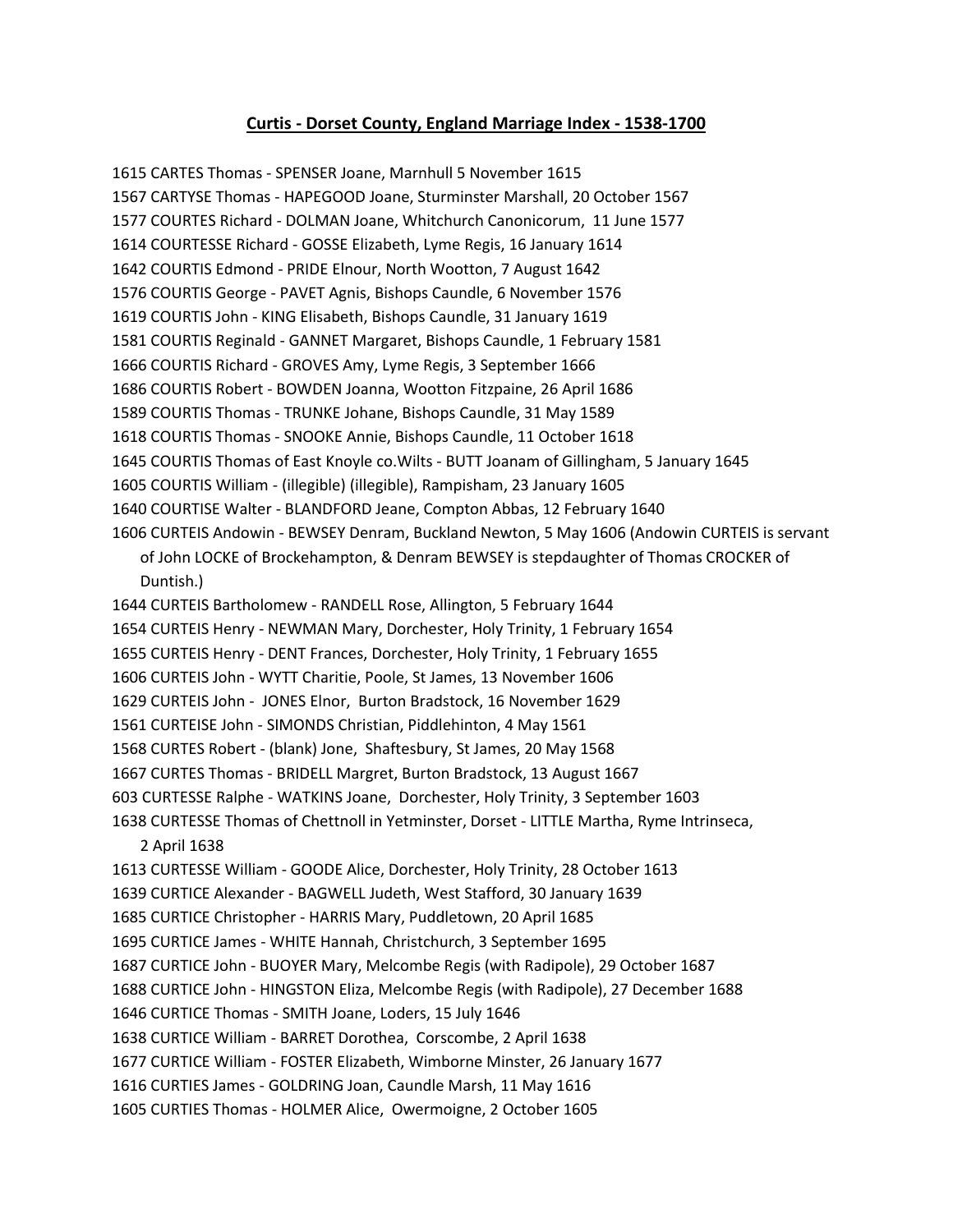## Curtis - Dorset County, England Marriage Index - 1538-1700

1615 CARTES Thomas - SPENSER Joane, Marnhull 5 November 1615

1567 CARTYSE Thomas - HAPEGOOD Joane, Sturminster Marshall, 20 October 1567

1577 COURTES Richard - DOLMAN Joane, Whitchurch Canonicorum, 11 June 1577

1614 COURTESSE Richard - GOSSE Elizabeth, Lyme Regis, 16 January 1614

1642 COURTIS Edmond - PRIDE Elnour, North Wootton, 7 August 1642

1576 COURTIS George - PAVET Agnis, Bishops Caundle, 6 November 1576

1619 COURTIS John - KING Elisabeth, Bishops Caundle, 31 January 1619

1581 COURTIS Reginald - GANNET Margaret, Bishops Caundle, 1 February 1581

1666 COURTIS Richard - GROVES Amy, Lyme Regis, 3 September 1666

1686 COURTIS Robert - BOWDEN Joanna, Wootton Fitzpaine, 26 April 1686

1589 COURTIS Thomas - TRUNKE Johane, Bishops Caundle, 31 May 1589

1618 COURTIS Thomas - SNOOKE Annie, Bishops Caundle, 11 October 1618

1645 COURTIS Thomas of East Knoyle co.Wilts - BUTT Joanam of Gillingham, 5 January 1645

1605 COURTIS William - (illegible) (illegible), Rampisham, 23 January 1605

1640 COURTISE Walter - BLANDFORD Jeane, Compton Abbas, 12 February 1640

1606 CURTEIS Andowin - BEWSEY Denram, Buckland Newton, 5 May 1606 (Andowin CURTEIS is servant of John LOCKE of Brockehampton, & Denram BEWSEY is stepdaughter of Thomas CROCKER of Duntish.)

1644 CURTEIS Bartholomew - RANDELL Rose, Allington, 5 February 1644

1654 CURTEIS Henry - NEWMAN Mary, Dorchester, Holy Trinity, 1 February 1654

1655 CURTEIS Henry - DENT Frances, Dorchester, Holy Trinity, 1 February 1655

1606 CURTEIS John - WYTT Charitie, Poole, St James, 13 November 1606

1629 CURTEIS John - JONES Elnor, Burton Bradstock, 16 November 1629

1561 CURTEISE John - SIMONDS Christian, Piddlehinton, 4 May 1561

1568 CURTES Robert - (blank) Jone, Shaftesbury, St James, 20 May 1568

1667 CURTES Thomas - BRIDELL Margret, Burton Bradstock, 13 August 1667

603 CURTESSE Ralphe - WATKINS Joane, Dorchester, Holy Trinity, 3 September 1603

1638 CURTESSE Thomas of Chettnoll in Yetminster, Dorset - LITTLE Martha, Ryme Intrinseca, 2 April 1638

1613 CURTESSE William - GOODE Alice, Dorchester, Holy Trinity, 28 October 1613

1639 CURTICE Alexander - BAGWELL Judeth, West Stafford, 30 January 1639

1685 CURTICE Christopher - HARRIS Mary, Puddletown, 20 April 1685

1695 CURTICE James - WHITE Hannah, Christchurch, 3 September 1695

1687 CURTICE John - BUOYER Mary, Melcombe Regis (with Radipole), 29 October 1687

1688 CURTICE John - HINGSTON Eliza, Melcombe Regis (with Radipole), 27 December 1688

1646 CURTICE Thomas - SMITH Joane, Loders, 15 July 1646

1638 CURTICE William - BARRET Dorothea, Corscombe, 2 April 1638

1677 CURTICE William - FOSTER Elizabeth, Wimborne Minster, 26 January 1677

1616 CURTIES James - GOLDRING Joan, Caundle Marsh, 11 May 1616

1605 CURTIES Thomas - HOLMER Alice, Owermoigne, 2 October 1605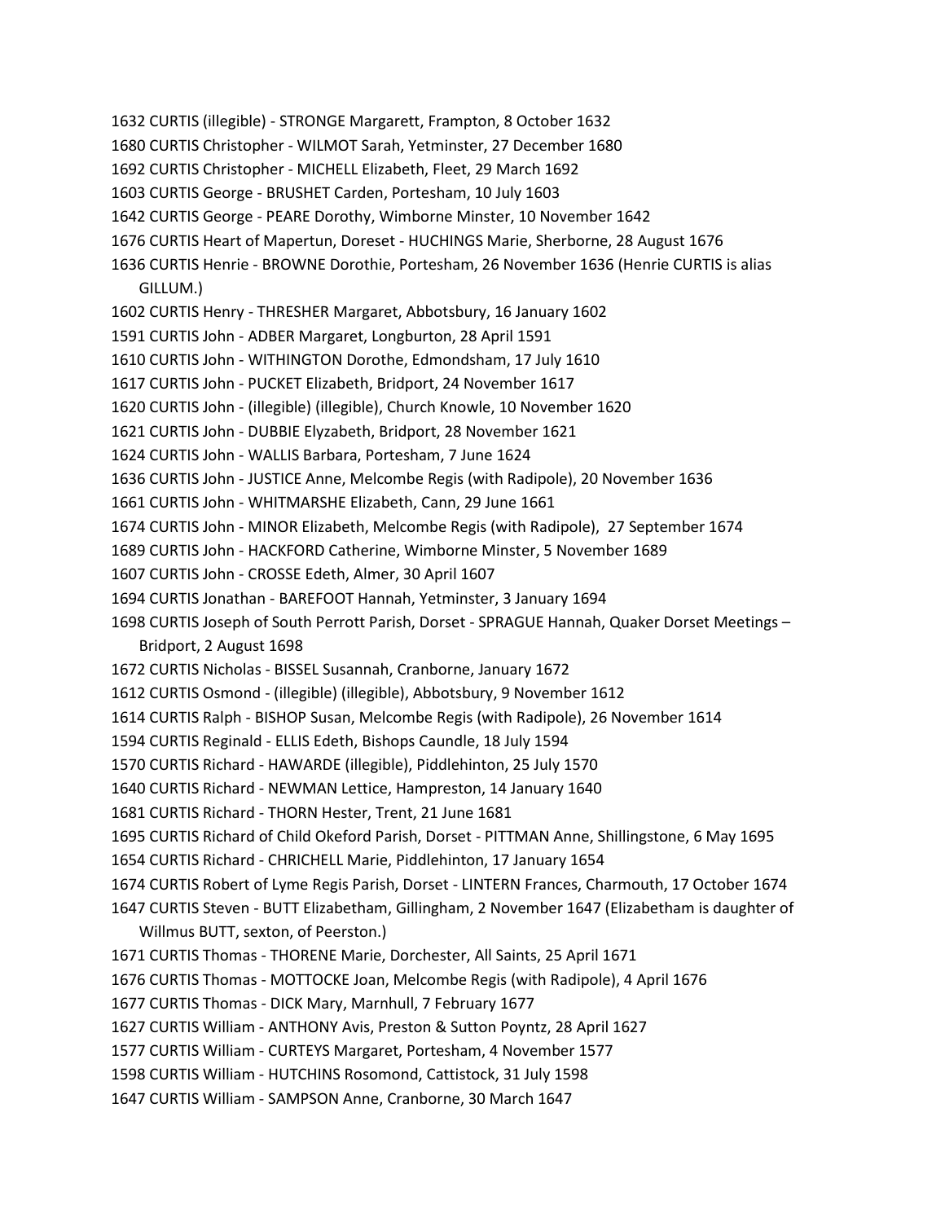1632 CURTIS (illegible) - STRONGE Margarett, Frampton, 8 October 1632

1680 CURTIS Christopher - WILMOT Sarah, Yetminster, 27 December 1680

1692 CURTIS Christopher - MICHELL Elizabeth, Fleet, 29 March 1692

1603 CURTIS George - BRUSHET Carden, Portesham, 10 July 1603

1642 CURTIS George - PEARE Dorothy, Wimborne Minster, 10 November 1642

1676 CURTIS Heart of Mapertun, Doreset - HUCHINGS Marie, Sherborne, 28 August 1676

1636 CURTIS Henrie - BROWNE Dorothie, Portesham, 26 November 1636 (Henrie CURTIS is alias GILLUM.)

1602 CURTIS Henry - THRESHER Margaret, Abbotsbury, 16 January 1602

1591 CURTIS John - ADBER Margaret, Longburton, 28 April 1591

1610 CURTIS John - WITHINGTON Dorothe, Edmondsham, 17 July 1610

1617 CURTIS John - PUCKET Elizabeth, Bridport, 24 November 1617

1620 CURTIS John - (illegible) (illegible), Church Knowle, 10 November 1620

1621 CURTIS John - DUBBIE Elyzabeth, Bridport, 28 November 1621

1624 CURTIS John - WALLIS Barbara, Portesham, 7 June 1624

1636 CURTIS John - JUSTICE Anne, Melcombe Regis (with Radipole), 20 November 1636

1661 CURTIS John - WHITMARSHE Elizabeth, Cann, 29 June 1661

1674 CURTIS John - MINOR Elizabeth, Melcombe Regis (with Radipole), 27 September 1674

1689 CURTIS John - HACKFORD Catherine, Wimborne Minster, 5 November 1689

1607 CURTIS John - CROSSE Edeth, Almer, 30 April 1607

1694 CURTIS Jonathan - BAREFOOT Hannah, Yetminster, 3 January 1694

1698 CURTIS Joseph of South Perrott Parish, Dorset - SPRAGUE Hannah, Quaker Dorset Meetings – Bridport, 2 August 1698

1672 CURTIS Nicholas - BISSEL Susannah, Cranborne, January 1672

1612 CURTIS Osmond - (illegible) (illegible), Abbotsbury, 9 November 1612

1614 CURTIS Ralph - BISHOP Susan, Melcombe Regis (with Radipole), 26 November 1614

1594 CURTIS Reginald - ELLIS Edeth, Bishops Caundle, 18 July 1594

1570 CURTIS Richard - HAWARDE (illegible), Piddlehinton, 25 July 1570

1640 CURTIS Richard - NEWMAN Lettice, Hampreston, 14 January 1640

1681 CURTIS Richard - THORN Hester, Trent, 21 June 1681

1695 CURTIS Richard of Child Okeford Parish, Dorset - PITTMAN Anne, Shillingstone, 6 May 1695

1654 CURTIS Richard - CHRICHELL Marie, Piddlehinton, 17 January 1654

1674 CURTIS Robert of Lyme Regis Parish, Dorset - LINTERN Frances, Charmouth, 17 October 1674

1647 CURTIS Steven - BUTT Elizabetham, Gillingham, 2 November 1647 (Elizabetham is daughter of Willmus BUTT, sexton, of Peerston.)

1671 CURTIS Thomas - THORENE Marie, Dorchester, All Saints, 25 April 1671

1676 CURTIS Thomas - MOTTOCKE Joan, Melcombe Regis (with Radipole), 4 April 1676

1677 CURTIS Thomas - DICK Mary, Marnhull, 7 February 1677

1627 CURTIS William - ANTHONY Avis, Preston & Sutton Poyntz, 28 April 1627

1577 CURTIS William - CURTEYS Margaret, Portesham, 4 November 1577

1598 CURTIS William - HUTCHINS Rosomond, Cattistock, 31 July 1598

1647 CURTIS William - SAMPSON Anne, Cranborne, 30 March 1647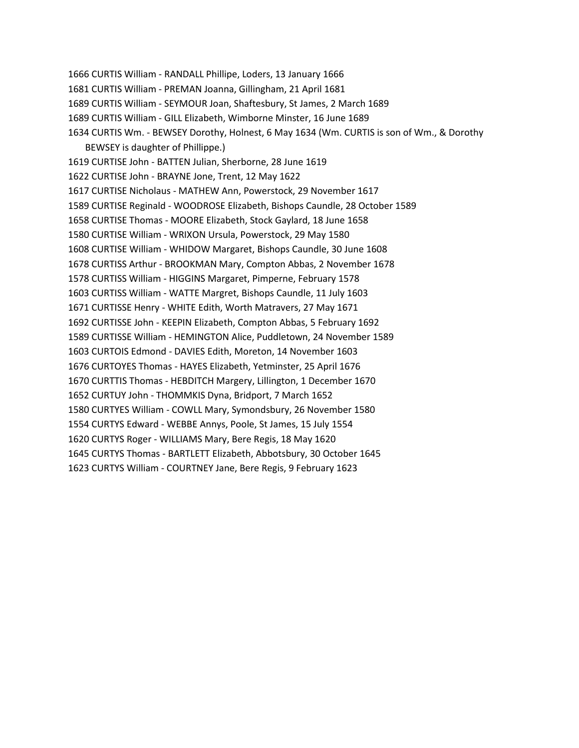1666 CURTIS William - RANDALL Phillipe, Loders, 13 January 1666

1681 CURTIS William - PREMAN Joanna, Gillingham, 21 April 1681

1689 CURTIS William - SEYMOUR Joan, Shaftesbury, St James, 2 March 1689

1689 CURTIS William - GILL Elizabeth, Wimborne Minster, 16 June 1689

1634 CURTIS Wm. - BEWSEY Dorothy, Holnest, 6 May 1634 (Wm. CURTIS is son of Wm., & Dorothy BEWSEY is daughter of Phillippe.)

1619 CURTISE John - BATTEN Julian, Sherborne, 28 June 1619

1622 CURTISE John - BRAYNE Jone, Trent, 12 May 1622

1617 CURTISE Nicholaus - MATHEW Ann, Powerstock, 29 November 1617

1589 CURTISE Reginald - WOODROSE Elizabeth, Bishops Caundle, 28 October 1589

1658 CURTISE Thomas - MOORE Elizabeth, Stock Gaylard, 18 June 1658

1580 CURTISE William - WRIXON Ursula, Powerstock, 29 May 1580

1608 CURTISE William - WHIDOW Margaret, Bishops Caundle, 30 June 1608

1678 CURTISS Arthur - BROOKMAN Mary, Compton Abbas, 2 November 1678

1578 CURTISS William - HIGGINS Margaret, Pimperne, February 1578

1603 CURTISS William - WATTE Margret, Bishops Caundle, 11 July 1603

1671 CURTISSE Henry - WHITE Edith, Worth Matravers, 27 May 1671

1692 CURTISSE John - KEEPIN Elizabeth, Compton Abbas, 5 February 1692

1589 CURTISSE William - HEMINGTON Alice, Puddletown, 24 November 1589

1603 CURTOIS Edmond - DAVIES Edith, Moreton, 14 November 1603

1676 CURTOYES Thomas - HAYES Elizabeth, Yetminster, 25 April 1676

1670 CURTTIS Thomas - HEBDITCH Margery, Lillington, 1 December 1670

1652 CURTUY John - THOMMKIS Dyna, Bridport, 7 March 1652

1580 CURTYES William - COWLL Mary, Symondsbury, 26 November 1580

1554 CURTYS Edward - WEBBE Annys, Poole, St James, 15 July 1554

1620 CURTYS Roger - WILLIAMS Mary, Bere Regis, 18 May 1620

1645 CURTYS Thomas - BARTLETT Elizabeth, Abbotsbury, 30 October 1645

1623 CURTYS William - COURTNEY Jane, Bere Regis, 9 February 1623